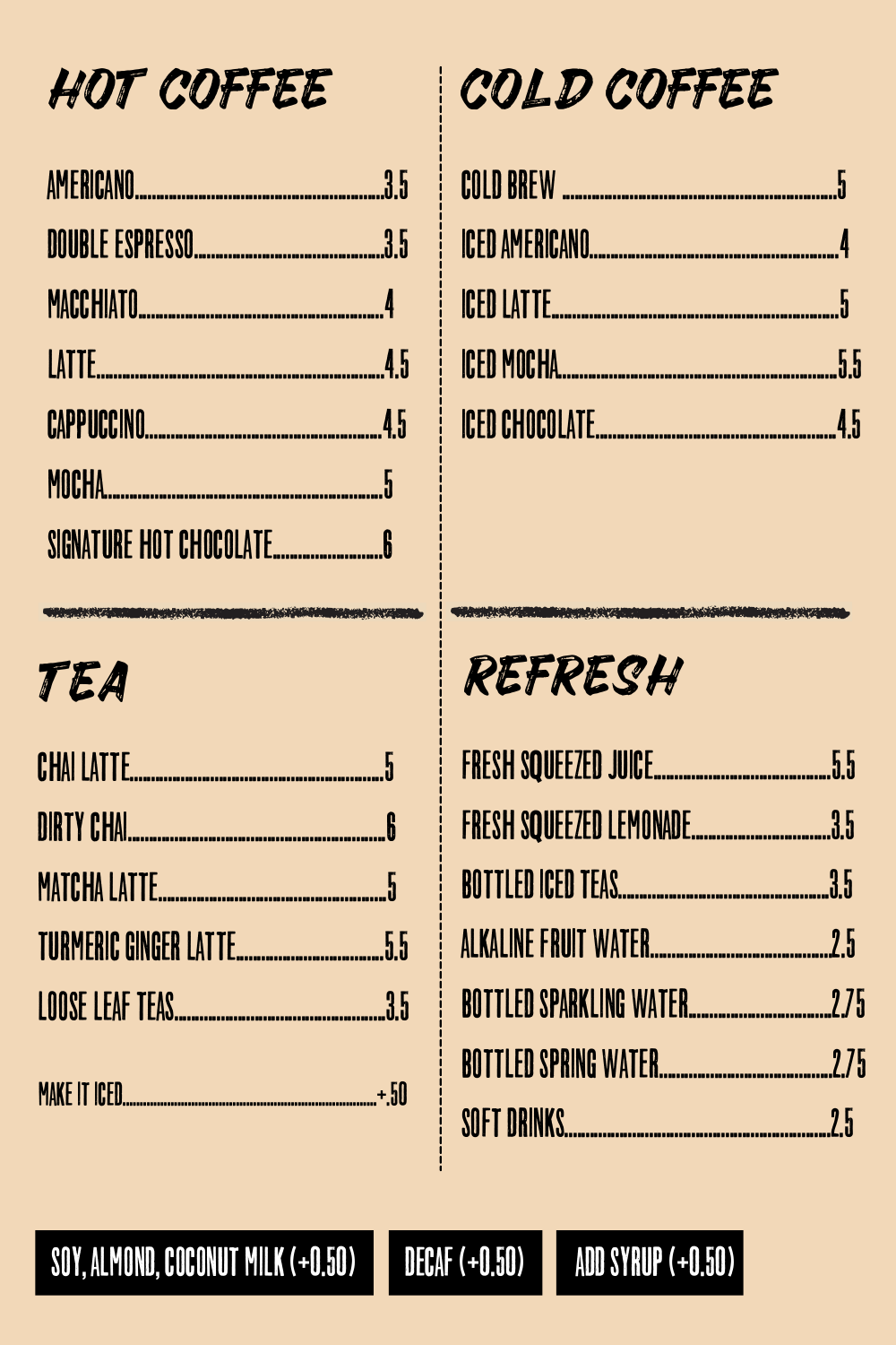## HOT COFFEE

| Item | Price |
|---|---|
| AMERICANO | 3.5 |
| DOUBLE ESPRESSO | 3.5 |
| MACCHIATO | 4 |
| LATTE | 4.5 |
| CAPPUCCINO | 4.5 |
| MOCHA | 5 |
| SIGNATURE HOT CHOCOLATE | 6 |

## COLD COFFEE

| Item | Price |
|---|---|
| COLD BREW | 5 |
| ICED AMERICANO | 4 |
| ICED LATTE | 5 |
| ICED MOCHA | 5.5 |
| ICED CHOCOLATE | 4.5 |

## TEA

| Item | Price |
|---|---|
| CHAI LATTE | 5 |
| DIRTY CHAI | 6 |
| MATCHA LATTE | 5 |
| TURMERIC GINGER LATTE | 5.5 |
| LOOSE LEAF TEAS | 3.5 |

MAKE IT ICED .......... +.50

## REFRESH

| Item | Price |
|---|---|
| FRESH SQUEEZED JUICE | 5.5 |
| FRESH SQUEEZED LEMONADE | 3.5 |
| BOTTLED ICED TEAS | 3.5 |
| ALKALINE FRUIT WATER | 2.5 |
| BOTTLED SPARKLING WATER | 2.75 |
| BOTTLED SPRING WATER | 2.75 |
| SOFT DRINKS | 2.5 |

SOY, ALMOND, COCONUT MILK (+0.50) | DECAF (+0.50) | ADD SYRUP (+0.50)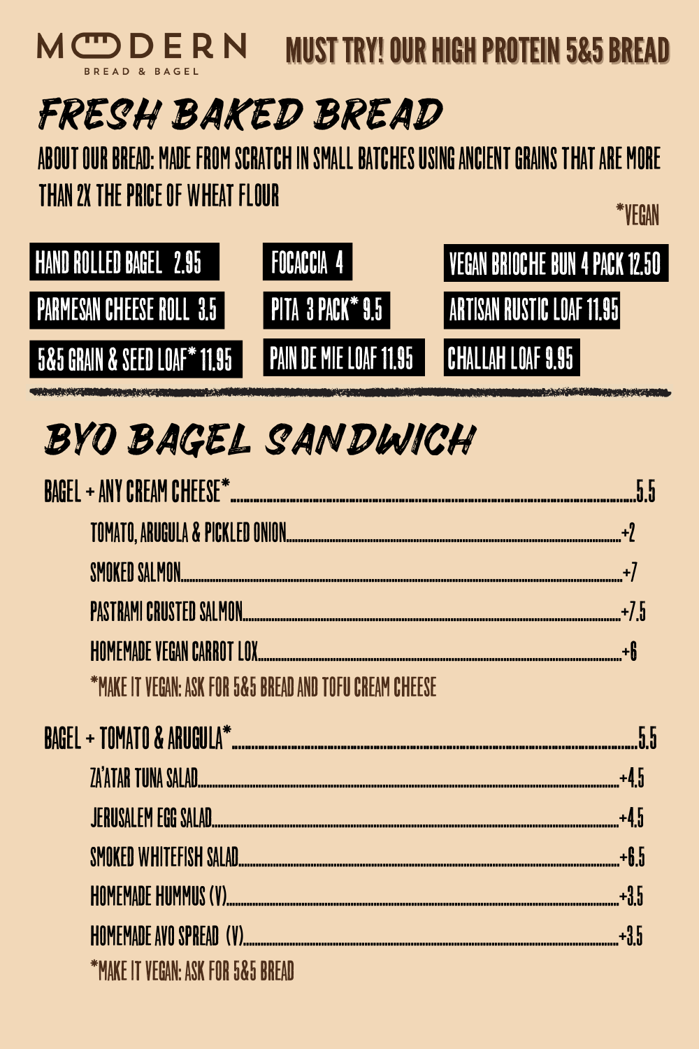# MODERN

BREAD & BAGEL

**MUST TRY! OUR HIGH PROTEIN 5&5 BREAD**

## FRESH BAKED BREAD

ABOUT OUR BREAD: MADE FROM SCRATCH IN SMALL BATCHES USING ANCIENT GRAINS THAT ARE MORE THAN 2X THE PRICE OF WHEAT FLOUR

*VEGAN

- HAND ROLLED BAGEL 2.95
- PARMESAN CHEESE ROLL 3.5
- 5&5 GRAIN & SEED LOAF* 11.95
- FOCACCIA 4
- PITA 3 PACK* 9.5
- PAIN DE MIE LOAF 11.95
- VEGAN BRIOCHE BUN 4 PACK 12.50
- ARTISAN RUSTIC LOAF 11.95
- CHALLAH LOAF 9.95

## BYO BAGEL SANDWICH

**BAGEL + ANY CREAM CHEESE*** ........ 5.5

- TOMATO, ARUGULA & PICKLED ONION ........ +2
- SMOKED SALMON ........ +7
- PASTRAMI CRUSTED SALMON ........ +7.5
- HOMEMADE VEGAN CARROT LOX ........ +6

*MAKE IT VEGAN: ASK FOR 5&5 BREAD AND TOFU CREAM CHEESE

**BAGEL + TOMATO & ARUGULA*** ........ 5.5

- ZA'ATAR TUNA SALAD ........ +4.5
- JERUSALEM EGG SALAD ........ +4.5
- SMOKED WHITEFISH SALAD ........ +6.5
- HOMEMADE HUMMUS (V) ........ +3.5
- HOMEMADE AVO SPREAD (V) ........ +3.5

*MAKE IT VEGAN: ASK FOR 5&5 BREAD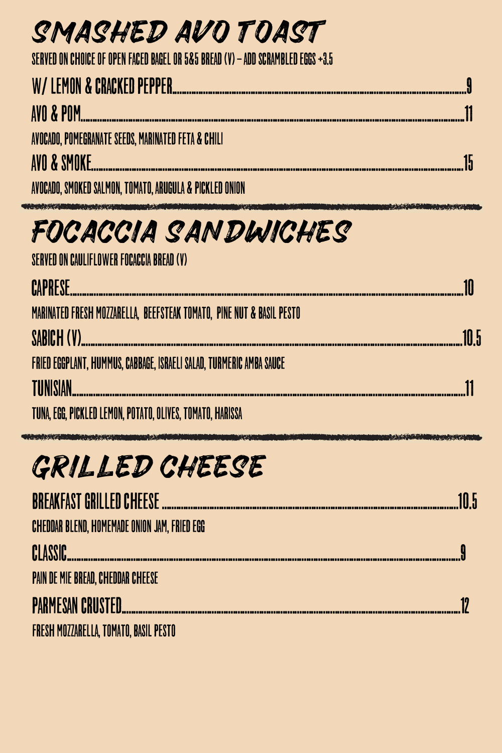# SMASHED AVO TOAST

SERVED ON CHOICE OF OPEN FACED BAGEL OR 5&5 BREAD (V) – ADD SCRAMBLED EGGS +3.5

**W/ LEMON & CRACKED PEPPER** ........ 9

**AVO & POM** ........ 11

AVOCADO, POMEGRANATE SEEDS, MARINATED FETA & CHILI

**AVO & SMOKE** ........ 15

AVOCADO, SMOKED SALMON, TOMATO, ARUGULA & PICKLED ONION

---

# FOCACCIA SANDWICHES

SERVED ON CAULIFLOWER FOCACCIA BREAD (V)

**CAPRESE** ........ 10

MARINATED FRESH MOZZARELLA, BEEFSTEAK TOMATO, PINE NUT & BASIL PESTO

**SABICH (V)** ........ 10.5

FRIED EGGPLANT, HUMMUS, CABBAGE, ISRAELI SALAD, TURMERIC AMBA SAUCE

**TUNISIAN** ........ 11

TUNA, EGG, PICKLED LEMON, POTATO, OLIVES, TOMATO, HARISSA

---

# GRILLED CHEESE

**BREAKFAST GRILLED CHEESE** ........ 10.5

CHEDDAR BLEND, HOMEMADE ONION JAM, FRIED EGG

**CLASSIC** ........ 9

PAIN DE MIE BREAD, CHEDDAR CHEESE

**PARMESAN CRUSTED** ........ 12

FRESH MOZZARELLA, TOMATO, BASIL PESTO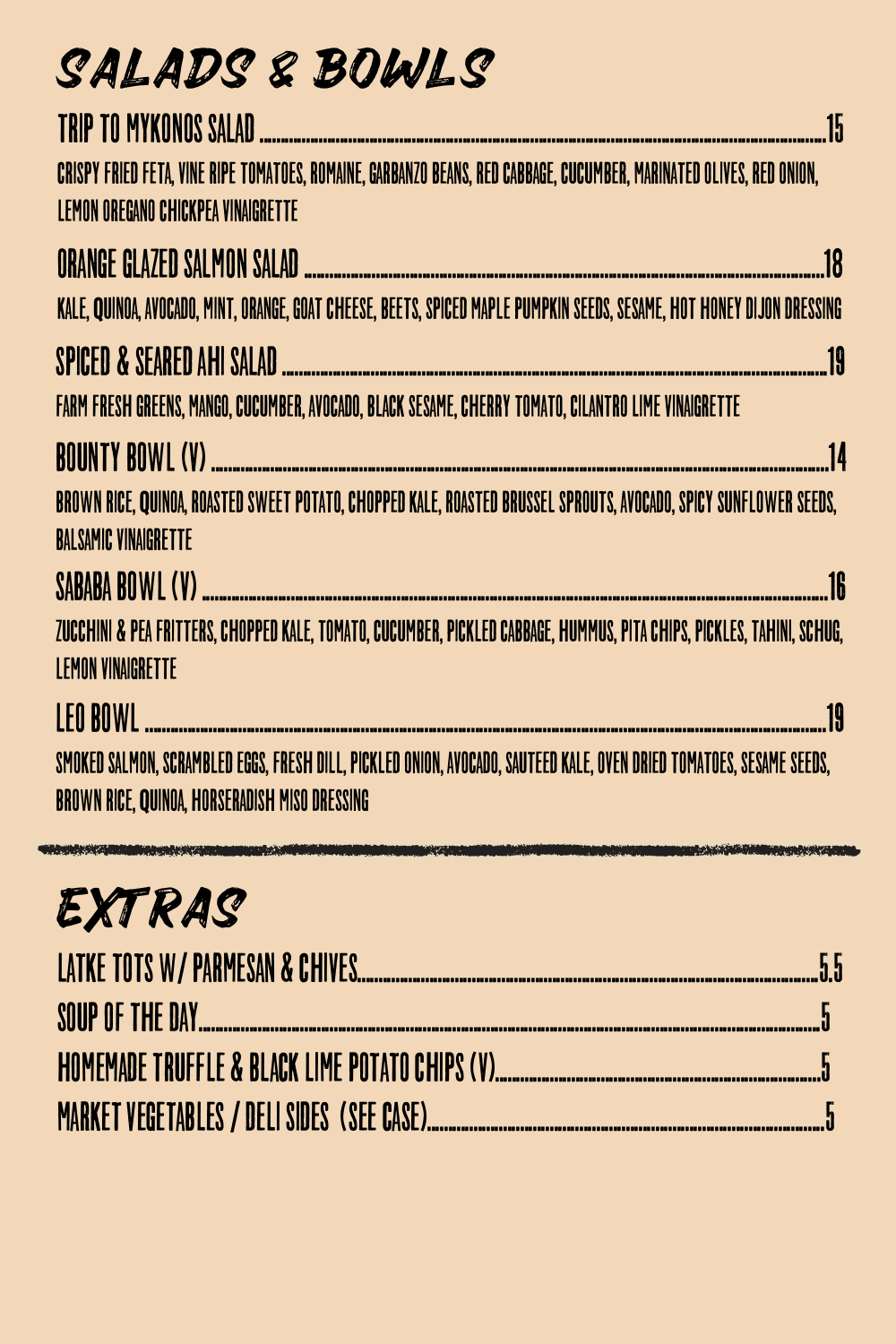# SALADS & BOWLS

**TRIP TO MYKONOS SALAD** ........ 15

CRISPY FRIED FETA, VINE RIPE TOMATOES, ROMAINE, GARBANZO BEANS, RED CABBAGE, CUCUMBER, MARINATED OLIVES, RED ONION, LEMON OREGANO CHICKPEA VINAIGRETTE

**ORANGE GLAZED SALMON SALAD** ........ 18

KALE, QUINOA, AVOCADO, MINT, ORANGE, GOAT CHEESE, BEETS, SPICED MAPLE PUMPKIN SEEDS, SESAME, HOT HONEY DIJON DRESSING

**SPICED & SEARED AHI SALAD** ........ 19

FARM FRESH GREENS, MANGO, CUCUMBER, AVOCADO, BLACK SESAME, CHERRY TOMATO, CILANTRO LIME VINAIGRETTE

**BOUNTY BOWL (V)** ........ 14

BROWN RICE, QUINOA, ROASTED SWEET POTATO, CHOPPED KALE, ROASTED BRUSSEL SPROUTS, AVOCADO, SPICY SUNFLOWER SEEDS, BALSAMIC VINAIGRETTE

**SABABA BOWL (V)** ........ 16

ZUCCHINI & PEA FRITTERS, CHOPPED KALE, TOMATO, CUCUMBER, PICKLED CABBAGE, HUMMUS, PITA CHIPS, PICKLES, TAHINI, SCHUG, LEMON VINAIGRETTE

**LEO BOWL** ........ 19

SMOKED SALMON, SCRAMBLED EGGS, FRESH DILL, PICKLED ONION, AVOCADO, SAUTEED KALE, OVEN DRIED TOMATOES, SESAME SEEDS, BROWN RICE, QUINOA, HORSERADISH MISO DRESSING

---

# EXTRAS

**LATKE TOTS W/ PARMESAN & CHIVES** ........ 5.5

**SOUP OF THE DAY** ........ 5

**HOMEMADE TRUFFLE & BLACK LIME POTATO CHIPS (V)** ........ 5

**MARKET VEGETABLES / DELI SIDES (SEE CASE)** ........ 5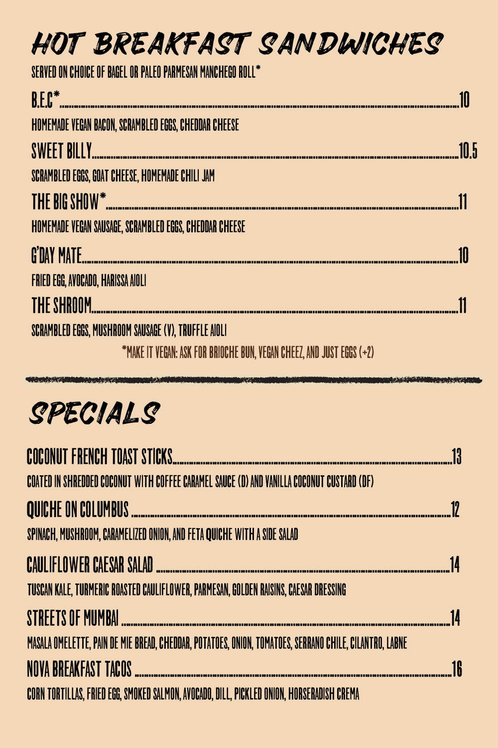# HOT BREAKFAST SANDWICHES

SERVED ON CHOICE OF BAGEL OR PALEO PARMESAN MANCHEGO ROLL*

**B.E.C*** .......... 10

HOMEMADE VEGAN BACON, SCRAMBLED EGGS, CHEDDAR CHEESE

**SWEET BILLY** .......... 10.5

SCRAMBLED EGGS, GOAT CHEESE, HOMEMADE CHILI JAM

**THE BIG SHOW*** .......... 11

HOMEMADE VEGAN SAUSAGE, SCRAMBLED EGGS, CHEDDAR CHEESE

**G'DAY MATE** .......... 10

FRIED EGG, AVOCADO, HARISSA AIOLI

**THE SHROOM** .......... 11

SCRAMBLED EGGS, MUSHROOM SAUSAGE (V), TRUFFLE AIOLI

*MAKE IT VEGAN: ASK FOR BRIOCHE BUN, VEGAN CHEEZ, AND JUST EGGS (+2)

---

# SPECIALS

**COCONUT FRENCH TOAST STICKS** .......... 13

COATED IN SHREDDED COCONUT WITH COFFEE CARAMEL SAUCE (D) AND VANILLA COCONUT CUSTARD (DF)

**QUICHE ON COLUMBUS** .......... 12

SPINACH, MUSHROOM, CARAMELIZED ONION, AND FETA QUICHE WITH A SIDE SALAD

**CAULIFLOWER CAESAR SALAD** .......... 14

TUSCAN KALE, TURMERIC ROASTED CAULIFLOWER, PARMESAN, GOLDEN RAISINS, CAESAR DRESSING

**STREETS OF MUMBAI** .......... 14

MASALA OMELETTE, PAIN DE MIE BREAD, CHEDDAR, POTATOES, ONION, TOMATOES, SERRANO CHILE, CILANTRO, LABNE

**NOVA BREAKFAST TACOS** .......... 16

CORN TORTILLAS, FRIED EGG, SMOKED SALMON, AVOCADO, DILL, PICKLED ONION, HORSERADISH CREMA